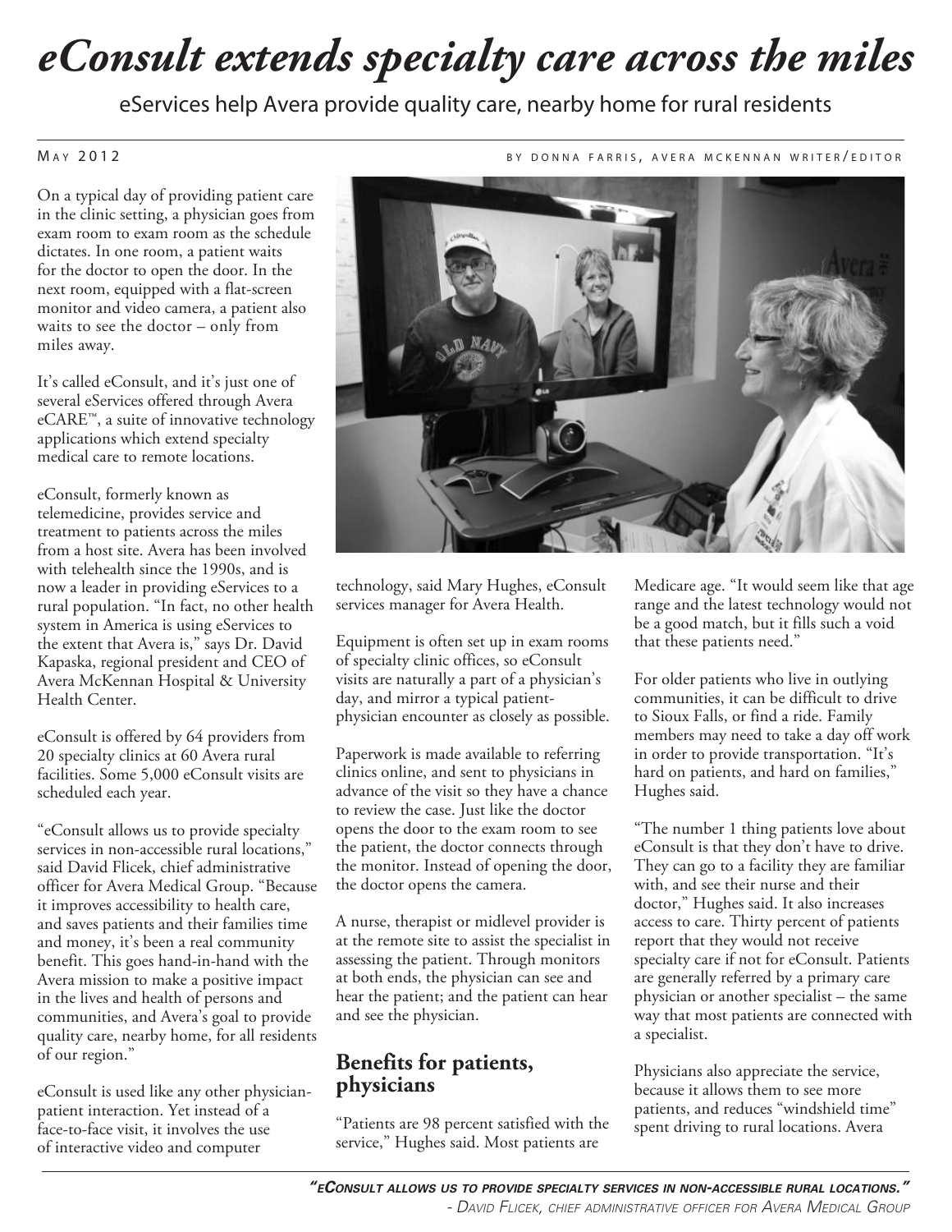# *eConsult extends specialty care across the miles*

eServices help Avera provide quality care, nearby home for rural residents

MAY 2012 BY DONNA FARRIS, AVERA MCKENNAN WRITER/EDITOR

On a typical day of providing patient care in the clinic setting, a physician goes from exam room to exam room as the schedule dictates. In one room, a patient waits for the doctor to open the door. In the next room, equipped with a flat-screen monitor and video camera, a patient also waits to see the doctor – only from miles away.

It's called eConsult, and it's just one of several eServices offered through Avera eCARE™, a suite of innovative technology applications which extend specialty medical care to remote locations.

eConsult, formerly known as telemedicine, provides service and treatment to patients across the miles from a host site. Avera has been involved with telehealth since the 1990s, and is now a leader in providing eServices to a rural population. "In fact, no other health system in America is using eServices to the extent that Avera is," says Dr. David Kapaska, regional president and CEO of Avera McKennan Hospital & University Health Center.

eConsult is offered by 64 providers from 20 specialty clinics at 60 Avera rural facilities. Some 5,000 eConsult visits are scheduled each year.

"eConsult allows us to provide specialty services in non-accessible rural locations," said David Flicek, chief administrative officer for Avera Medical Group. "Because it improves accessibility to health care, and saves patients and their families time and money, it's been a real community benefit. This goes hand-in-hand with the Avera mission to make a positive impact in the lives and health of persons and communities, and Avera's goal to provide quality care, nearby home, for all residents of our region."

eConsult is used like any other physician-patient interaction. Yet instead of a face-to-face visit, it involves the use of interactive video and computer technology, said Mary Hughes, eConsult services manager for Avera Health.

Equipment is often set up in exam rooms of specialty clinic offices, so eConsult visits are naturally a part of a physician's day, and mirror a typical patient-physician encounter as closely as possible.

Paperwork is made available to referring clinics online, and sent to physicians in advance of the visit so they have a chance to review the case. Just like the doctor opens the door to the exam room to see the patient, the doctor connects through the monitor. Instead of opening the door, the doctor opens the camera.

A nurse, therapist or midlevel provider is at the remote site to assist the specialist in assessing the patient. Through monitors at both ends, the physician can see and hear the patient; and the patient can hear and see the physician.

## Benefits for patients, physicians

"Patients are 98 percent satisfied with the service," Hughes said. Most patients are Medicare age. "It would seem like that age range and the latest technology would not be a good match, but it fills such a void that these patients need."

For older patients who live in outlying communities, it can be difficult to drive to Sioux Falls, or find a ride. Family members may need to take a day off work in order to provide transportation. "It's hard on patients, and hard on families," Hughes said.

"The number 1 thing patients love about eConsult is that they don't have to drive. They can go to a facility they are familiar with, and see their nurse and their doctor," Hughes said. It also increases access to care. Thirty percent of patients report that they would not receive specialty care if not for eConsult. Patients are generally referred by a primary care physician or another specialist – the same way that most patients are connected with a specialist.

Physicians also appreciate the service, because it allows them to see more patients, and reduces "windshield time" spent driving to rural locations. Avera

***"eCONSULT ALLOWS US TO PROVIDE SPECIALTY SERVICES IN NON-ACCESSIBLE RURAL LOCATIONS."***
*- DAVID FLICEK, CHIEF ADMINISTRATIVE OFFICER FOR AVERA MEDICAL GROUP*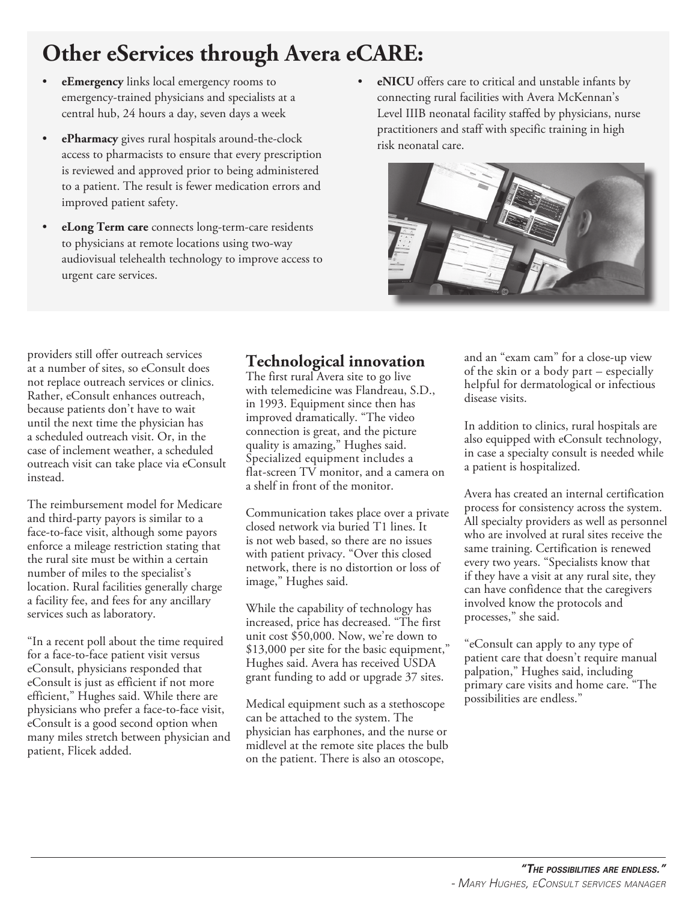## Other eServices through Avera eCARE:

- **eEmergency** links local emergency rooms to emergency-trained physicians and specialists at a central hub, 24 hours a day, seven days a week
- **ePharmacy** gives rural hospitals around-the-clock access to pharmacists to ensure that every prescription is reviewed and approved prior to being administered to a patient. The result is fewer medication errors and improved patient safety.
- **eLong Term care** connects long-term-care residents to physicians at remote locations using two-way audiovisual telehealth technology to improve access to urgent care services.
- **eNICU** offers care to critical and unstable infants by connecting rural facilities with Avera McKennan's Level IIIB neonatal facility staffed by physicians, nurse practitioners and staff with specific training in high risk neonatal care.

providers still offer outreach services at a number of sites, so eConsult does not replace outreach services or clinics. Rather, eConsult enhances outreach, because patients don't have to wait until the next time the physician has a scheduled outreach visit. Or, in the case of inclement weather, a scheduled outreach visit can take place via eConsult instead.

The reimbursement model for Medicare and third-party payors is similar to a face-to-face visit, although some payors enforce a mileage restriction stating that the rural site must be within a certain number of miles to the specialist's location. Rural facilities generally charge a facility fee, and fees for any ancillary services such as laboratory.

"In a recent poll about the time required for a face-to-face patient visit versus eConsult, physicians responded that eConsult is just as efficient if not more efficient," Hughes said. While there are physicians who prefer a face-to-face visit, eConsult is a good second option when many miles stretch between physician and patient, Flicek added.

## Technological innovation

The first rural Avera site to go live with telemedicine was Flandreau, S.D., in 1993. Equipment since then has improved dramatically. "The video connection is great, and the picture quality is amazing," Hughes said. Specialized equipment includes a flat-screen TV monitor, and a camera on a shelf in front of the monitor.

Communication takes place over a private closed network via buried T1 lines. It is not web based, so there are no issues with patient privacy. "Over this closed network, there is no distortion or loss of image," Hughes said.

While the capability of technology has increased, price has decreased. "The first unit cost $50,000. Now, we're down to $13,000 per site for the basic equipment," Hughes said. Avera has received USDA grant funding to add or upgrade 37 sites.

Medical equipment such as a stethoscope can be attached to the system. The physician has earphones, and the nurse or midlevel at the remote site places the bulb on the patient. There is also an otoscope, and an "exam cam" for a close-up view of the skin or a body part – especially helpful for dermatological or infectious disease visits.

In addition to clinics, rural hospitals are also equipped with eConsult technology, in case a specialty consult is needed while a patient is hospitalized.

Avera has created an internal certification process for consistency across the system. All specialty providers as well as personnel who are involved at rural sites receive the same training. Certification is renewed every two years. "Specialists know that if they have a visit at any rural site, they can have confidence that the caregivers involved know the protocols and processes," she said.

"eConsult can apply to any type of patient care that doesn't require manual palpation," Hughes said, including primary care visits and home care. "The possibilities are endless."

*"The possibilities are endless."*
*- Mary Hughes, eConsult services manager*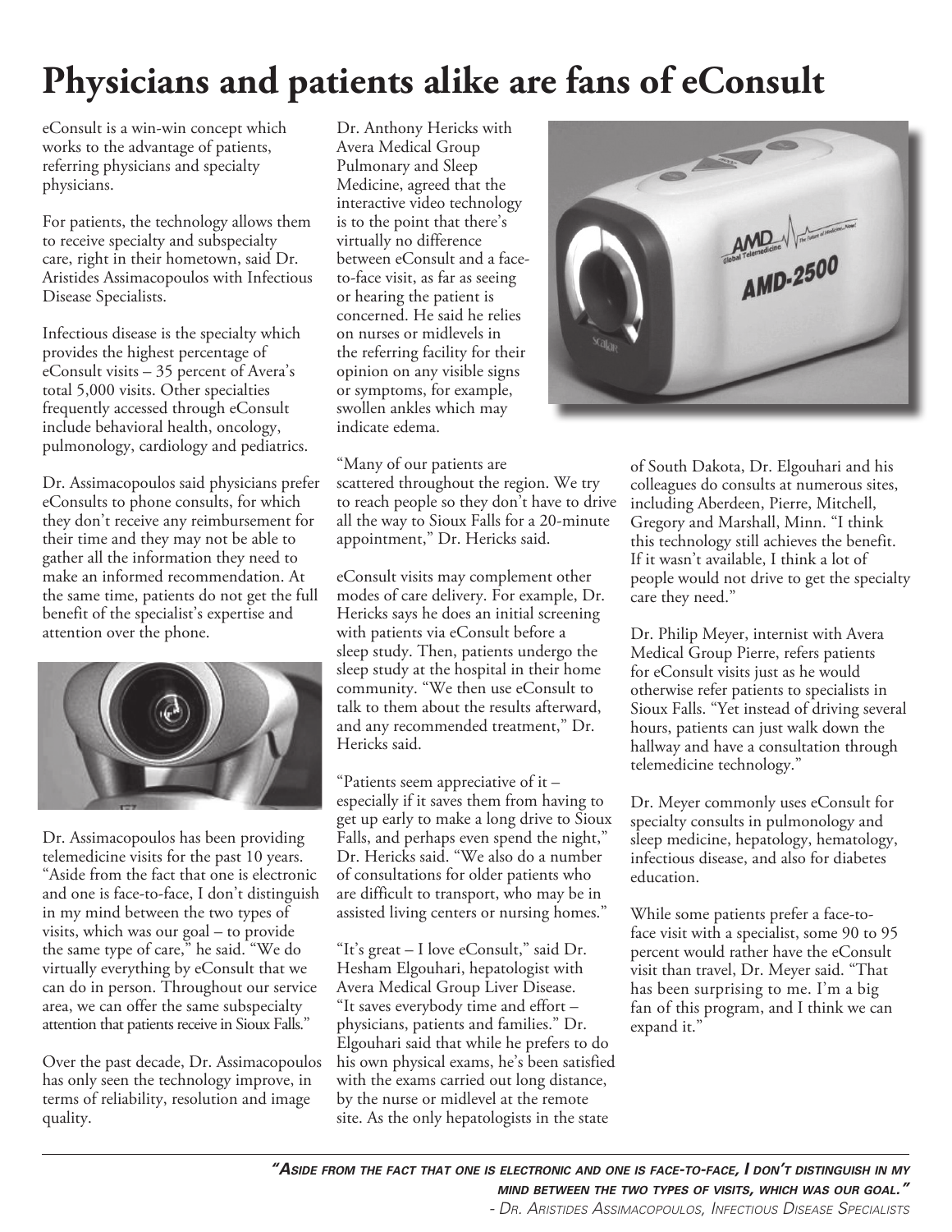# Physicians and patients alike are fans of eConsult

eConsult is a win-win concept which works to the advantage of patients, referring physicians and specialty physicians.

For patients, the technology allows them to receive specialty and subspecialty care, right in their hometown, said Dr. Aristides Assimacopoulos with Infectious Disease Specialists.

Infectious disease is the specialty which provides the highest percentage of eConsult visits – 35 percent of Avera's total 5,000 visits. Other specialties frequently accessed through eConsult include behavioral health, oncology, pulmonology, cardiology and pediatrics.

Dr. Assimacopoulos said physicians prefer eConsults to phone consults, for which they don't receive any reimbursement for their time and they may not be able to gather all the information they need to make an informed recommendation. At the same time, patients do not get the full benefit of the specialist's expertise and attention over the phone.

Dr. Assimacopoulos has been providing telemedicine visits for the past 10 years. "Aside from the fact that one is electronic and one is face-to-face, I don't distinguish in my mind between the two types of visits, which was our goal – to provide the same type of care," he said. "We do virtually everything by eConsult that we can do in person. Throughout our service area, we can offer the same subspecialty attention that patients receive in Sioux Falls."

Over the past decade, Dr. Assimacopoulos has only seen the technology improve, in terms of reliability, resolution and image quality.

Dr. Anthony Hericks with Avera Medical Group Pulmonary and Sleep Medicine, agreed that the interactive video technology is to the point that there's virtually no difference between eConsult and a face-to-face visit, as far as seeing or hearing the patient is concerned. He said he relies on nurses or midlevels in the referring facility for their opinion on any visible signs or symptoms, for example, swollen ankles which may indicate edema.

"Many of our patients are scattered throughout the region. We try to reach people so they don't have to drive all the way to Sioux Falls for a 20-minute appointment," Dr. Hericks said.

eConsult visits may complement other modes of care delivery. For example, Dr. Hericks says he does an initial screening with patients via eConsult before a sleep study. Then, patients undergo the sleep study at the hospital in their home community. "We then use eConsult to talk to them about the results afterward, and any recommended treatment," Dr. Hericks said.

"Patients seem appreciative of it – especially if it saves them from having to get up early to make a long drive to Sioux Falls, and perhaps even spend the night," Dr. Hericks said. "We also do a number of consultations for older patients who are difficult to transport, who may be in assisted living centers or nursing homes."

"It's great – I love eConsult," said Dr. Hesham Elgouhari, hepatologist with Avera Medical Group Liver Disease. "It saves everybody time and effort – physicians, patients and families." Dr. Elgouhari said that while he prefers to do his own physical exams, he's been satisfied with the exams carried out long distance, by the nurse or midlevel at the remote site. As the only hepatologists in the state of South Dakota, Dr. Elgouhari and his colleagues do consults at numerous sites, including Aberdeen, Pierre, Mitchell, Gregory and Marshall, Minn. "I think this technology still achieves the benefit. If it wasn't available, I think a lot of people would not drive to get the specialty care they need."

Dr. Philip Meyer, internist with Avera Medical Group Pierre, refers patients for eConsult visits just as he would otherwise refer patients to specialists in Sioux Falls. "Yet instead of driving several hours, patients can just walk down the hallway and have a consultation through telemedicine technology."

Dr. Meyer commonly uses eConsult for specialty consults in pulmonology and sleep medicine, hepatology, hematology, infectious disease, and also for diabetes education.

While some patients prefer a face-to-face visit with a specialist, some 90 to 95 percent would rather have the eConsult visit than travel, Dr. Meyer said. "That has been surprising to me. I'm a big fan of this program, and I think we can expand it."

***"Aside from the fact that one is electronic and one is face-to-face, I don't distinguish in my mind between the two types of visits, which was our goal."***

*- Dr. Aristides Assimacopoulos, Infectious Disease Specialists*